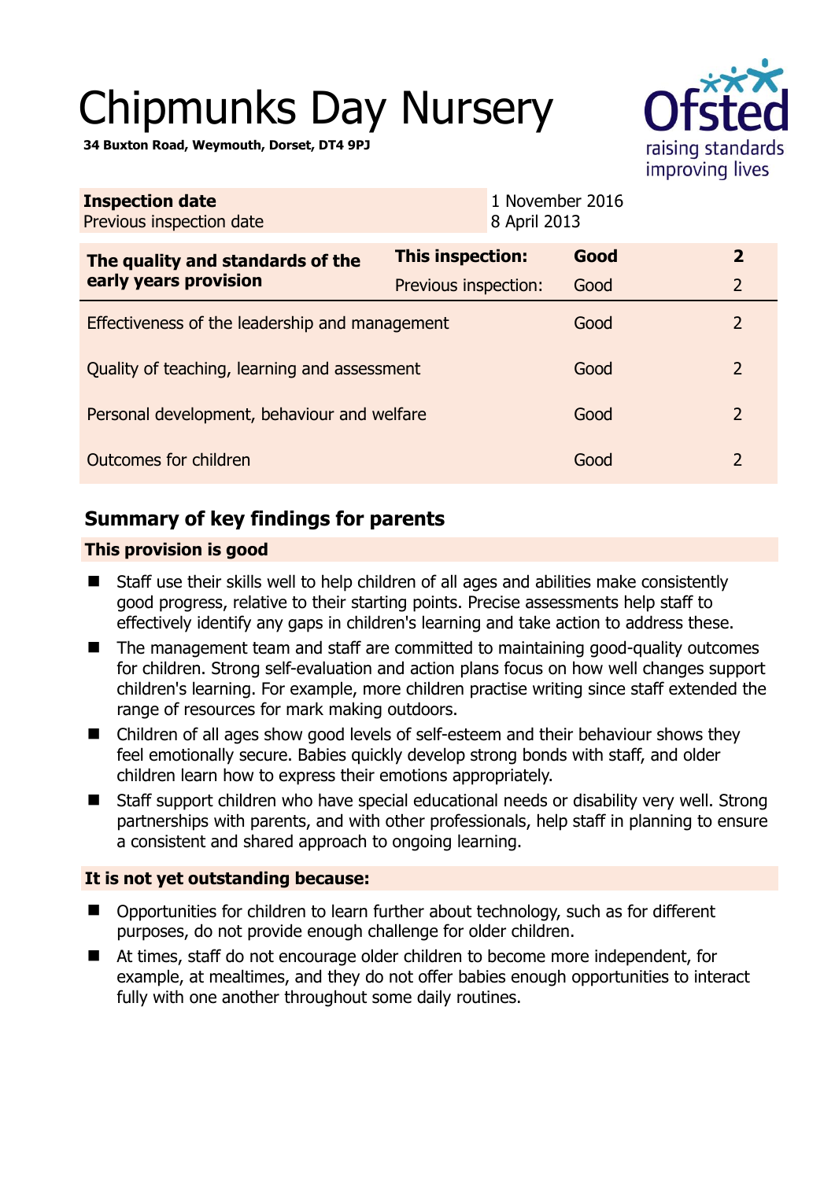# Chipmunks Day Nursery

**34 Buxton Road, Weymouth, Dorset, DT4 9PJ**

| **Inspection date** | 1 November 2016 |
| --- | --- |
| Previous inspection date | 8 April 2013 |

| **The quality and standards of the early years provision** | **This inspection:** | **Good** | **2** |
| --- | --- | --- | --- |
| | Previous inspection: | Good | 2 |
| Effectiveness of the leadership and management | | Good | 2 |
| Quality of teaching, learning and assessment | | Good | 2 |
| Personal development, behaviour and welfare | | Good | 2 |
| Outcomes for children | | Good | 2 |

## Summary of key findings for parents

### This provision is good

- Staff use their skills well to help children of all ages and abilities make consistently good progress, relative to their starting points. Precise assessments help staff to effectively identify any gaps in children's learning and take action to address these.
- The management team and staff are committed to maintaining good-quality outcomes for children. Strong self-evaluation and action plans focus on how well changes support children's learning. For example, more children practise writing since staff extended the range of resources for mark making outdoors.
- Children of all ages show good levels of self-esteem and their behaviour shows they feel emotionally secure. Babies quickly develop strong bonds with staff, and older children learn how to express their emotions appropriately.
- Staff support children who have special educational needs or disability very well. Strong partnerships with parents, and with other professionals, help staff in planning to ensure a consistent and shared approach to ongoing learning.

### It is not yet outstanding because:

- Opportunities for children to learn further about technology, such as for different purposes, do not provide enough challenge for older children.
- At times, staff do not encourage older children to become more independent, for example, at mealtimes, and they do not offer babies enough opportunities to interact fully with one another throughout some daily routines.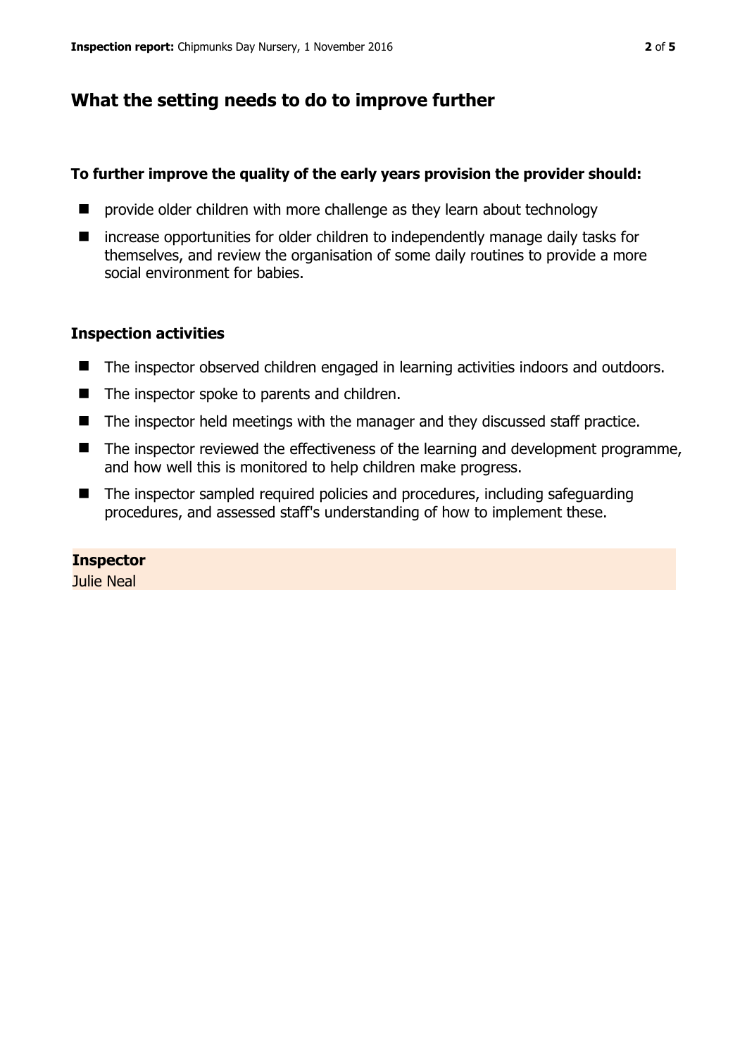## What the setting needs to do to improve further

### To further improve the quality of the early years provision the provider should:

- provide older children with more challenge as they learn about technology
- increase opportunities for older children to independently manage daily tasks for themselves, and review the organisation of some daily routines to provide a more social environment for babies.

### Inspection activities

- The inspector observed children engaged in learning activities indoors and outdoors.
- The inspector spoke to parents and children.
- The inspector held meetings with the manager and they discussed staff practice.
- The inspector reviewed the effectiveness of the learning and development programme, and how well this is monitored to help children make progress.
- The inspector sampled required policies and procedures, including safeguarding procedures, and assessed staff's understanding of how to implement these.

**Inspector**
Julie Neal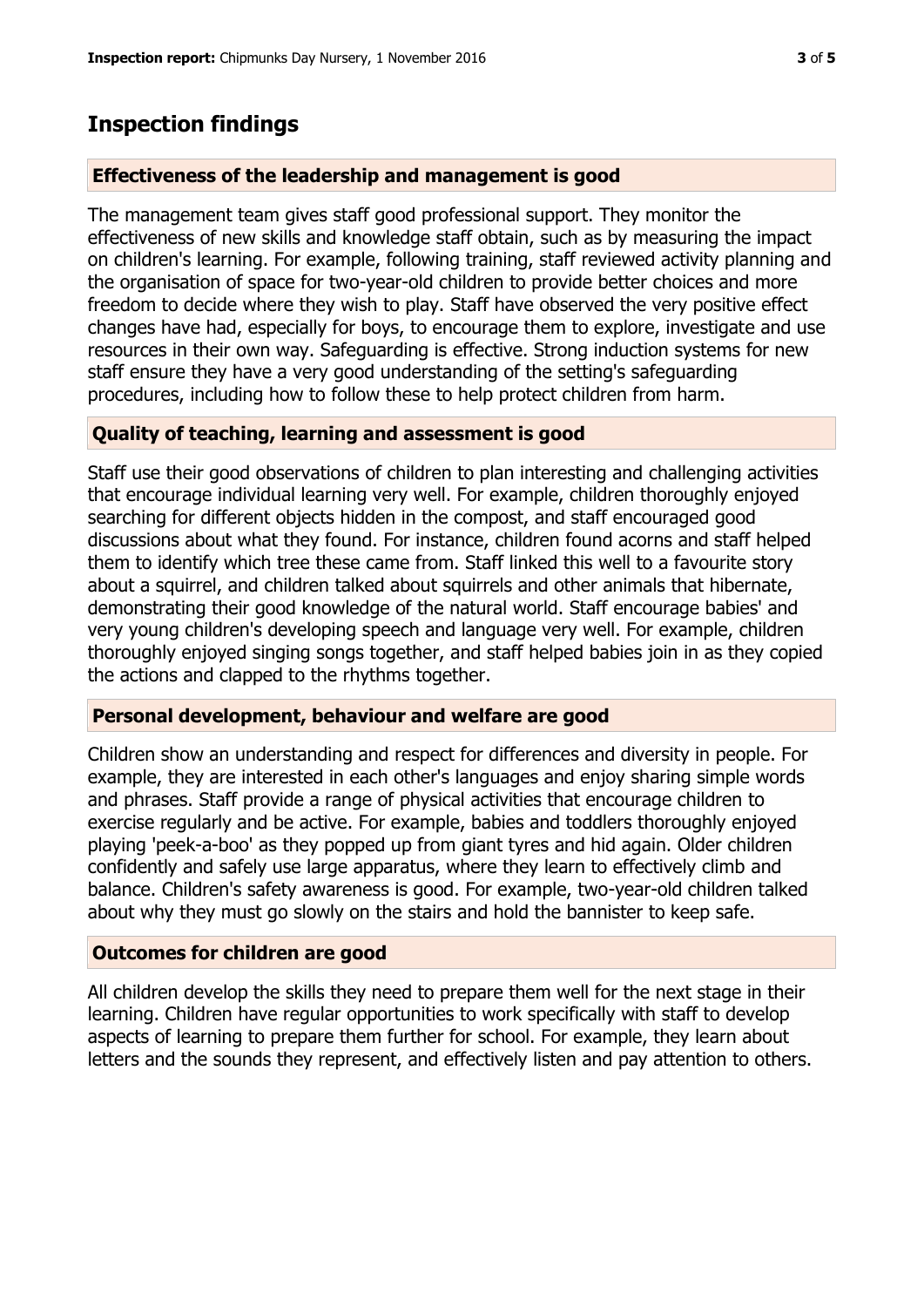## Inspection findings

### Effectiveness of the leadership and management is good

The management team gives staff good professional support. They monitor the effectiveness of new skills and knowledge staff obtain, such as by measuring the impact on children's learning. For example, following training, staff reviewed activity planning and the organisation of space for two-year-old children to provide better choices and more freedom to decide where they wish to play. Staff have observed the very positive effect changes have had, especially for boys, to encourage them to explore, investigate and use resources in their own way. Safeguarding is effective. Strong induction systems for new staff ensure they have a very good understanding of the setting's safeguarding procedures, including how to follow these to help protect children from harm.

### Quality of teaching, learning and assessment is good

Staff use their good observations of children to plan interesting and challenging activities that encourage individual learning very well. For example, children thoroughly enjoyed searching for different objects hidden in the compost, and staff encouraged good discussions about what they found. For instance, children found acorns and staff helped them to identify which tree these came from. Staff linked this well to a favourite story about a squirrel, and children talked about squirrels and other animals that hibernate, demonstrating their good knowledge of the natural world. Staff encourage babies' and very young children's developing speech and language very well. For example, children thoroughly enjoyed singing songs together, and staff helped babies join in as they copied the actions and clapped to the rhythms together.

### Personal development, behaviour and welfare are good

Children show an understanding and respect for differences and diversity in people. For example, they are interested in each other's languages and enjoy sharing simple words and phrases. Staff provide a range of physical activities that encourage children to exercise regularly and be active. For example, babies and toddlers thoroughly enjoyed playing 'peek-a-boo' as they popped up from giant tyres and hid again. Older children confidently and safely use large apparatus, where they learn to effectively climb and balance. Children's safety awareness is good. For example, two-year-old children talked about why they must go slowly on the stairs and hold the bannister to keep safe.

### Outcomes for children are good

All children develop the skills they need to prepare them well for the next stage in their learning. Children have regular opportunities to work specifically with staff to develop aspects of learning to prepare them further for school. For example, they learn about letters and the sounds they represent, and effectively listen and pay attention to others.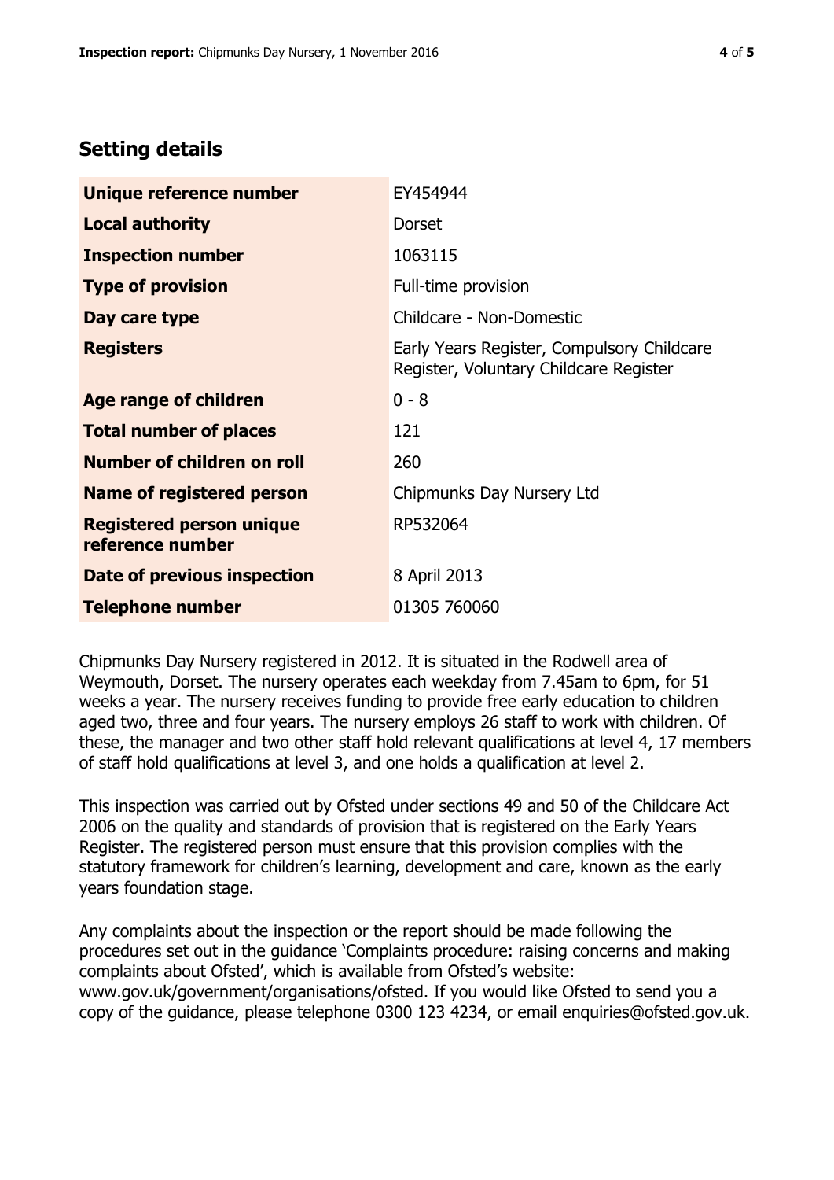## Setting details

| | |
|---|---|
| **Unique reference number** | EY454944 |
| **Local authority** | Dorset |
| **Inspection number** | 1063115 |
| **Type of provision** | Full-time provision |
| **Day care type** | Childcare - Non-Domestic |
| **Registers** | Early Years Register, Compulsory Childcare Register, Voluntary Childcare Register |
| **Age range of children** | 0 - 8 |
| **Total number of places** | 121 |
| **Number of children on roll** | 260 |
| **Name of registered person** | Chipmunks Day Nursery Ltd |
| **Registered person unique reference number** | RP532064 |
| **Date of previous inspection** | 8 April 2013 |
| **Telephone number** | 01305 760060 |

Chipmunks Day Nursery registered in 2012. It is situated in the Rodwell area of Weymouth, Dorset. The nursery operates each weekday from 7.45am to 6pm, for 51 weeks a year. The nursery receives funding to provide free early education to children aged two, three and four years. The nursery employs 26 staff to work with children. Of these, the manager and two other staff hold relevant qualifications at level 4, 17 members of staff hold qualifications at level 3, and one holds a qualification at level 2.

This inspection was carried out by Ofsted under sections 49 and 50 of the Childcare Act 2006 on the quality and standards of provision that is registered on the Early Years Register. The registered person must ensure that this provision complies with the statutory framework for children's learning, development and care, known as the early years foundation stage.

Any complaints about the inspection or the report should be made following the procedures set out in the guidance 'Complaints procedure: raising concerns and making complaints about Ofsted', which is available from Ofsted's website: www.gov.uk/government/organisations/ofsted. If you would like Ofsted to send you a copy of the guidance, please telephone 0300 123 4234, or email enquiries@ofsted.gov.uk.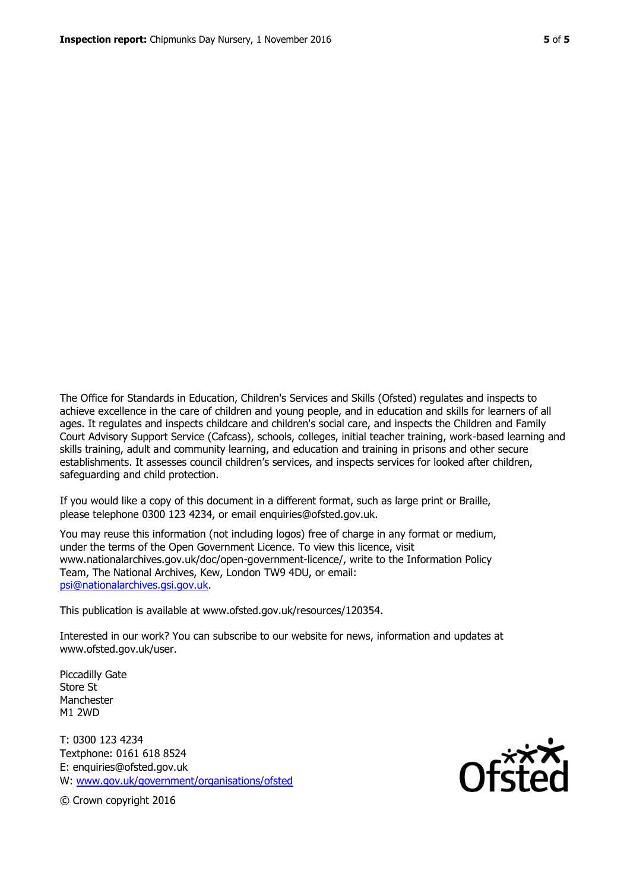The Office for Standards in Education, Children's Services and Skills (Ofsted) regulates and inspects to achieve excellence in the care of children and young people, and in education and skills for learners of all ages. It regulates and inspects childcare and children's social care, and inspects the Children and Family Court Advisory Support Service (Cafcass), schools, colleges, initial teacher training, work-based learning and skills training, adult and community learning, and education and training in prisons and other secure establishments. It assesses council children's services, and inspects services for looked after children, safeguarding and child protection.

If you would like a copy of this document in a different format, such as large print or Braille, please telephone 0300 123 4234, or email enquiries@ofsted.gov.uk.

You may reuse this information (not including logos) free of charge in any format or medium, under the terms of the Open Government Licence. To view this licence, visit www.nationalarchives.gov.uk/doc/open-government-licence/, write to the Information Policy Team, The National Archives, Kew, London TW9 4DU, or email: psi@nationalarchives.gsi.gov.uk.

This publication is available at www.ofsted.gov.uk/resources/120354.

Interested in our work? You can subscribe to our website for news, information and updates at www.ofsted.gov.uk/user.

Piccadilly Gate
Store St
Manchester
M1 2WD

T: 0300 123 4234
Textphone: 0161 618 8524
E: enquiries@ofsted.gov.uk
W: www.gov.uk/government/organisations/ofsted

© Crown copyright 2016